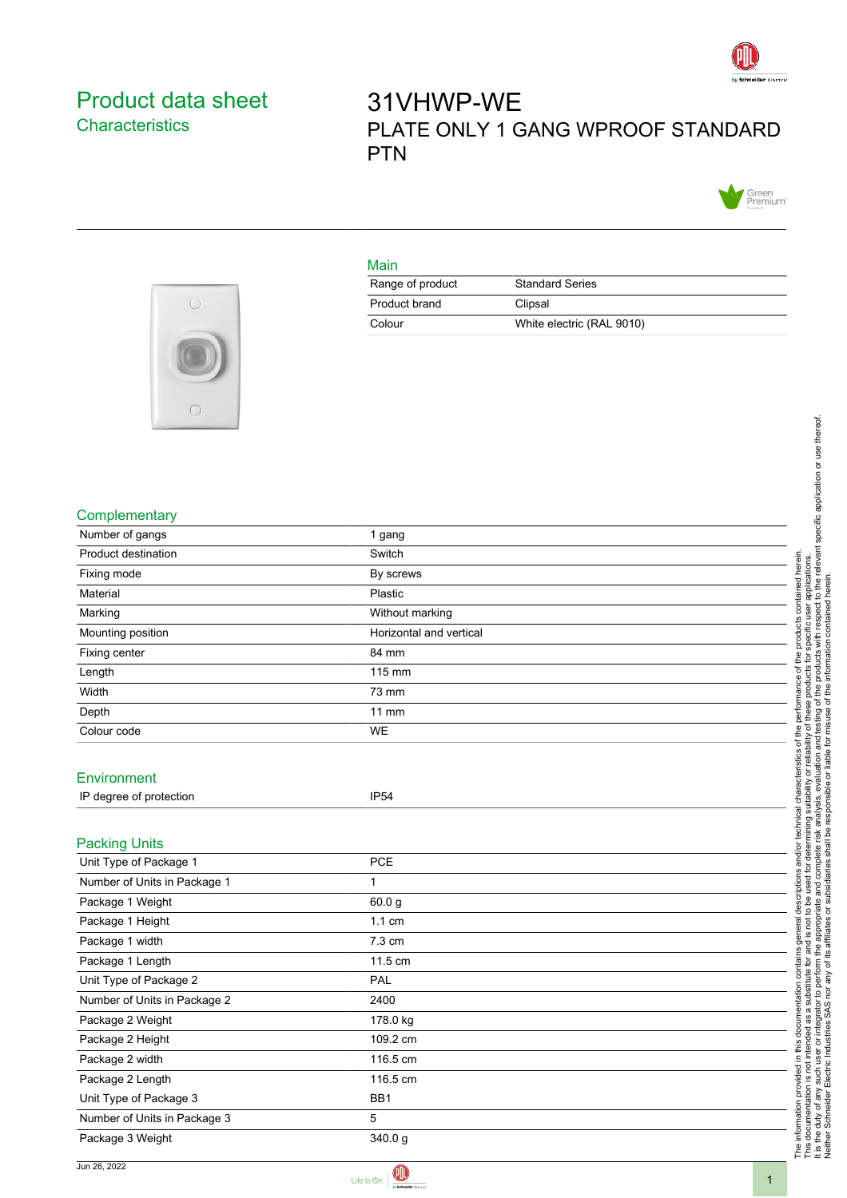# Product data sheet

## Characteristics

# 31VHWP-WE

PLATE ONLY 1 GANG WPROOF STANDARD PTN

## Main

| | |
|---|---|
| Range of product | Standard Series |
| Product brand | Clipsal |
| Colour | White electric (RAL 9010) |

## Complementary

| | |
|---|---|
| Number of gangs | 1 gang |
| Product destination | Switch |
| Fixing mode | By screws |
| Material | Plastic |
| Marking | Without marking |
| Mounting position | Horizontal and vertical |
| Fixing center | 84 mm |
| Length | 115 mm |
| Width | 73 mm |
| Depth | 11 mm |
| Colour code | WE |

## Environment

| | |
|---|---|
| IP degree of protection | IP54 |

## Packing Units

| | |
|---|---|
| Unit Type of Package 1 | PCE |
| Number of Units in Package 1 | 1 |
| Package 1 Weight | 60.0 g |
| Package 1 Height | 1.1 cm |
| Package 1 width | 7.3 cm |
| Package 1 Length | 11.5 cm |
| Unit Type of Package 2 | PAL |
| Number of Units in Package 2 | 2400 |
| Package 2 Weight | 178.0 kg |
| Package 2 Height | 109.2 cm |
| Package 2 width | 116.5 cm |
| Package 2 Length | 116.5 cm |
| Unit Type of Package 3 | BB1 |
| Number of Units in Package 3 | 5 |
| Package 3 Weight | 340.0 g |

The information provided in this documentation contains general descriptions and/or technical characteristics of the performance of the products contained herein.
This documentation is not intended as a substitute for and is not to be used for determining suitability or reliability of these products for specific user applications.
It is the duty of any such user or integrator to perform the appropriate and complete risk analysis, evaluation and testing of the products with respect to the relevant specific application or use thereof.
Neither Schneider Electric Industries SAS nor any of its affiliates or subsidiaries shall be responsible or liable for misuse of the information contained herein.

Jun 26, 2022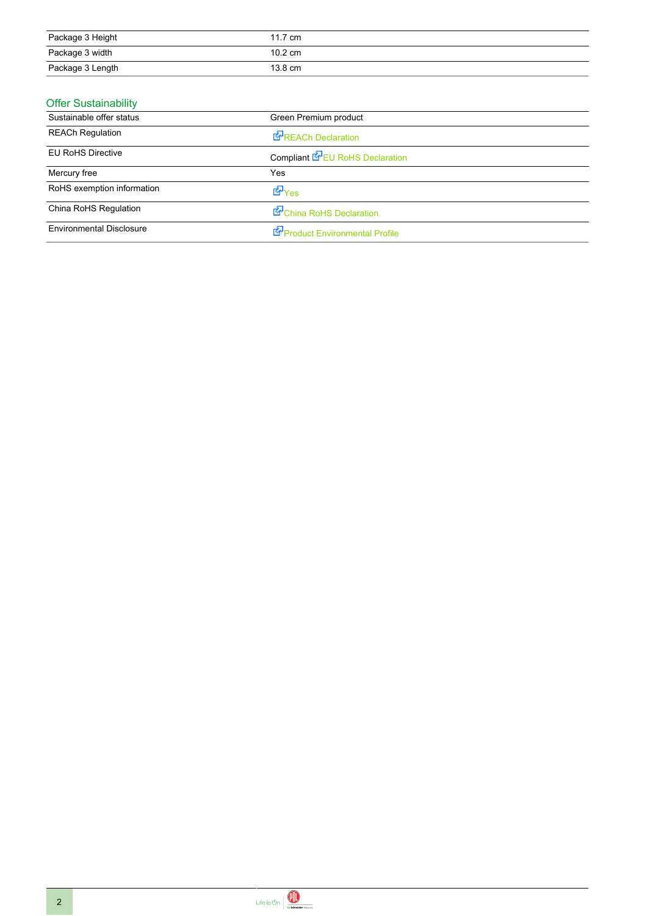| | |
|---|---|
| Package 3 Height | 11.7 cm |
| Package 3 width | 10.2 cm |
| Package 3 Length | 13.8 cm |

## Offer Sustainability

| | |
|---|---|
| Sustainable offer status | Green Premium product |
| REACh Regulation | REACh Declaration |
| EU RoHS Directive | Compliant EU RoHS Declaration |
| Mercury free | Yes |
| RoHS exemption information | Yes |
| China RoHS Regulation | China RoHS Declaration |
| Environmental Disclosure | Product Environmental Profile |